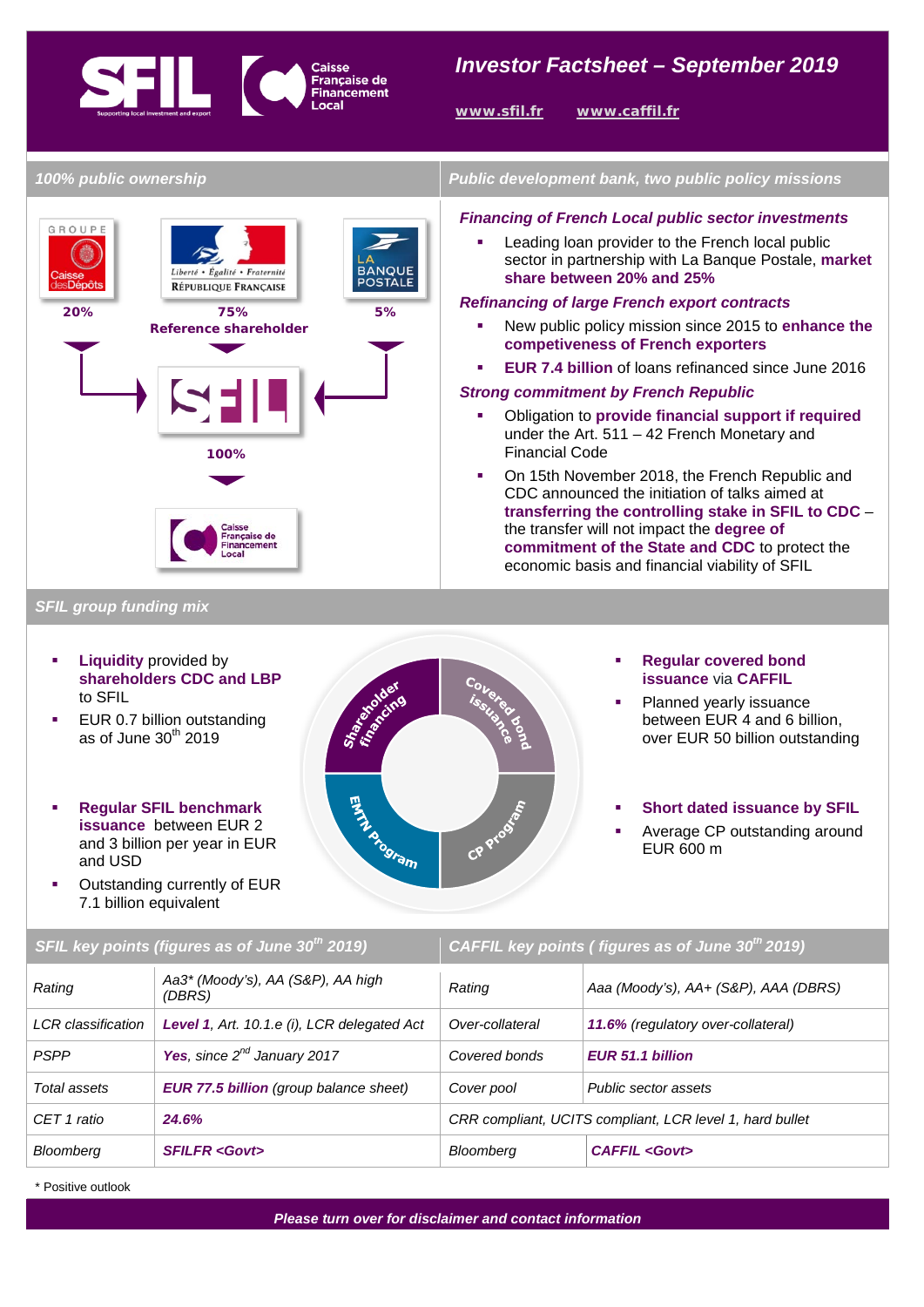# Investor Factsheet – September 2019

www.sfil.fr www.caffil.fr

## 100% public ownership

GROUPE Caisse des Dépôts — **20%**

Liberté • Égalité • Fraternité — RÉPUBLIQUE FRANÇAISE — **75%** — **Reference shareholder**

LA BANQUE POSTALE — **5%**

SFIL

**100%**

Caisse Française de Financement Local

## Public development bank, two public policy missions

### *Financing of French Local public sector investments*

- Leading loan provider to the French local public sector in partnership with La Banque Postale, **market share between 20% and 25%**

### *Refinancing of large French export contracts*

- New public policy mission since 2015 to **enhance the competitiveness of French exporters**
- **EUR 7.4 billion** of loans refinanced since June 2016

### *Strong commitment by French Republic*

- Obligation to **provide financial support if required** under the Art. 511 – 42 French Monetary and Financial Code
- On 15th November 2018, the French Republic and CDC announced the initiation of talks aimed at **transferring the controlling stake in SFIL to CDC** – the transfer will not impact the **degree of commitment of the State and CDC** to protect the economic basis and financial viability of SFIL

## SFIL group funding mix

- **Liquidity** provided by **shareholders CDC and LBP** to SFIL
- EUR 0.7 billion outstanding as of June 30th 2019

- **Regular SFIL benchmark issuance** between EUR 2 and 3 billion per year in EUR and USD
- Outstanding currently of EUR 7.1 billion equivalent

Shareholder financing | Covered bond issuance | EMTN Program | CP Program

- **Regular covered bond issuance** via **CAFFIL**
- Planned yearly issuance between EUR 4 and 6 billion, over EUR 50 billion outstanding

- **Short dated issuance by SFIL**
- Average CP outstanding around EUR 600 m

| SFIL key points (figures as of June 30th 2019) | | CAFFIL key points ( figures as of June 30th 2019) | |
|---|---|---|---|
| Rating | Aa3* (Moody's), AA (S&P), AA high (DBRS) | Rating | Aaa (Moody's), AA+ (S&P), AAA (DBRS) |
| LCR classification | **Level 1**, Art. 10.1.e (i), LCR delegated Act | Over-collateral | **11.6%** (regulatory over-collateral) |
| PSPP | **Yes**, since 2nd January 2017 | Covered bonds | **EUR 51.1 billion** |
| Total assets | **EUR 77.5 billion** (group balance sheet) | Cover pool | Public sector assets |
| CET 1 ratio | **24.6%** | CRR compliant, UCITS compliant, LCR level 1, hard bullet | |
| Bloomberg | **SFILFR <Govt>** | Bloomberg | **CAFFIL <Govt>** |

\* Positive outlook

***Please turn over for disclaimer and contact information***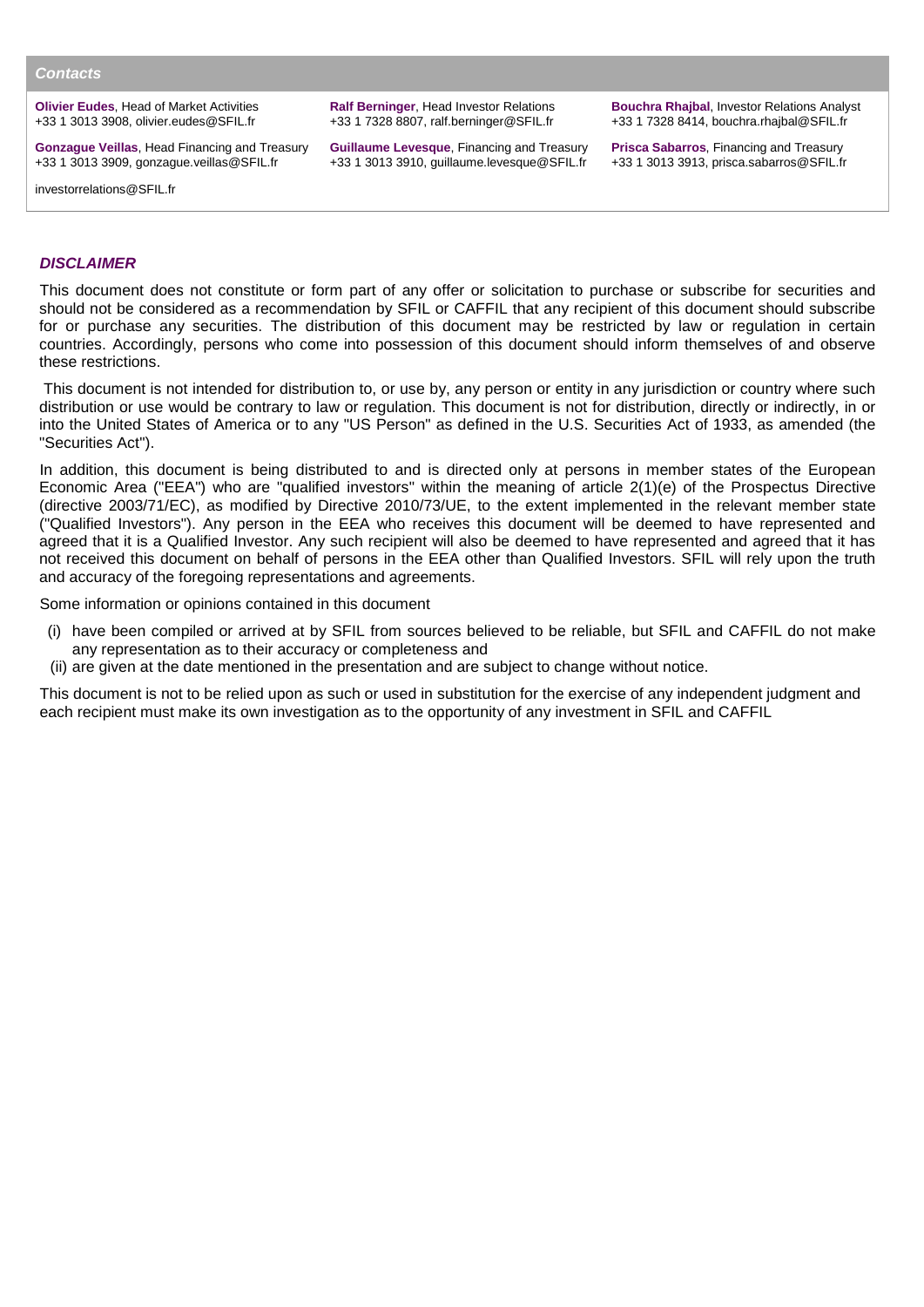## Contacts

**Olivier Eudes**, Head of Market Activities
+33 1 3013 3908, olivier.eudes@SFIL.fr

**Ralf Berninger**, Head Investor Relations
+33 1 7328 8807, ralf.berninger@SFIL.fr

**Bouchra Rhajbal**, Investor Relations Analyst
+33 1 7328 8414, bouchra.rhajbal@SFIL.fr

**Gonzague Veillas**, Head Financing and Treasury
+33 1 3013 3909, gonzague.veillas@SFIL.fr

**Guillaume Levesque**, Financing and Treasury
+33 1 3013 3910, guillaume.levesque@SFIL.fr

**Prisca Sabarros**, Financing and Treasury
+33 1 3013 3913, prisca.sabarros@SFIL.fr

investorrelations@SFIL.fr

## *DISCLAIMER*

This document does not constitute or form part of any offer or solicitation to purchase or subscribe for securities and should not be considered as a recommendation by SFIL or CAFFIL that any recipient of this document should subscribe for or purchase any securities. The distribution of this document may be restricted by law or regulation in certain countries. Accordingly, persons who come into possession of this document should inform themselves of and observe these restrictions.

This document is not intended for distribution to, or use by, any person or entity in any jurisdiction or country where such distribution or use would be contrary to law or regulation. This document is not for distribution, directly or indirectly, in or into the United States of America or to any "US Person" as defined in the U.S. Securities Act of 1933, as amended (the "Securities Act").

In addition, this document is being distributed to and is directed only at persons in member states of the European Economic Area ("EEA") who are "qualified investors" within the meaning of article 2(1)(e) of the Prospectus Directive (directive 2003/71/EC), as modified by Directive 2010/73/UE, to the extent implemented in the relevant member state ("Qualified Investors"). Any person in the EEA who receives this document will be deemed to have represented and agreed that it is a Qualified Investor. Any such recipient will also be deemed to have represented and agreed that it has not received this document on behalf of persons in the EEA other than Qualified Investors. SFIL will rely upon the truth and accuracy of the foregoing representations and agreements.

Some information or opinions contained in this document

(i) have been compiled or arrived at by SFIL from sources believed to be reliable, but SFIL and CAFFIL do not make any representation as to their accuracy or completeness and
(ii) are given at the date mentioned in the presentation and are subject to change without notice.

This document is not to be relied upon as such or used in substitution for the exercise of any independent judgment and each recipient must make its own investigation as to the opportunity of any investment in SFIL and CAFFIL